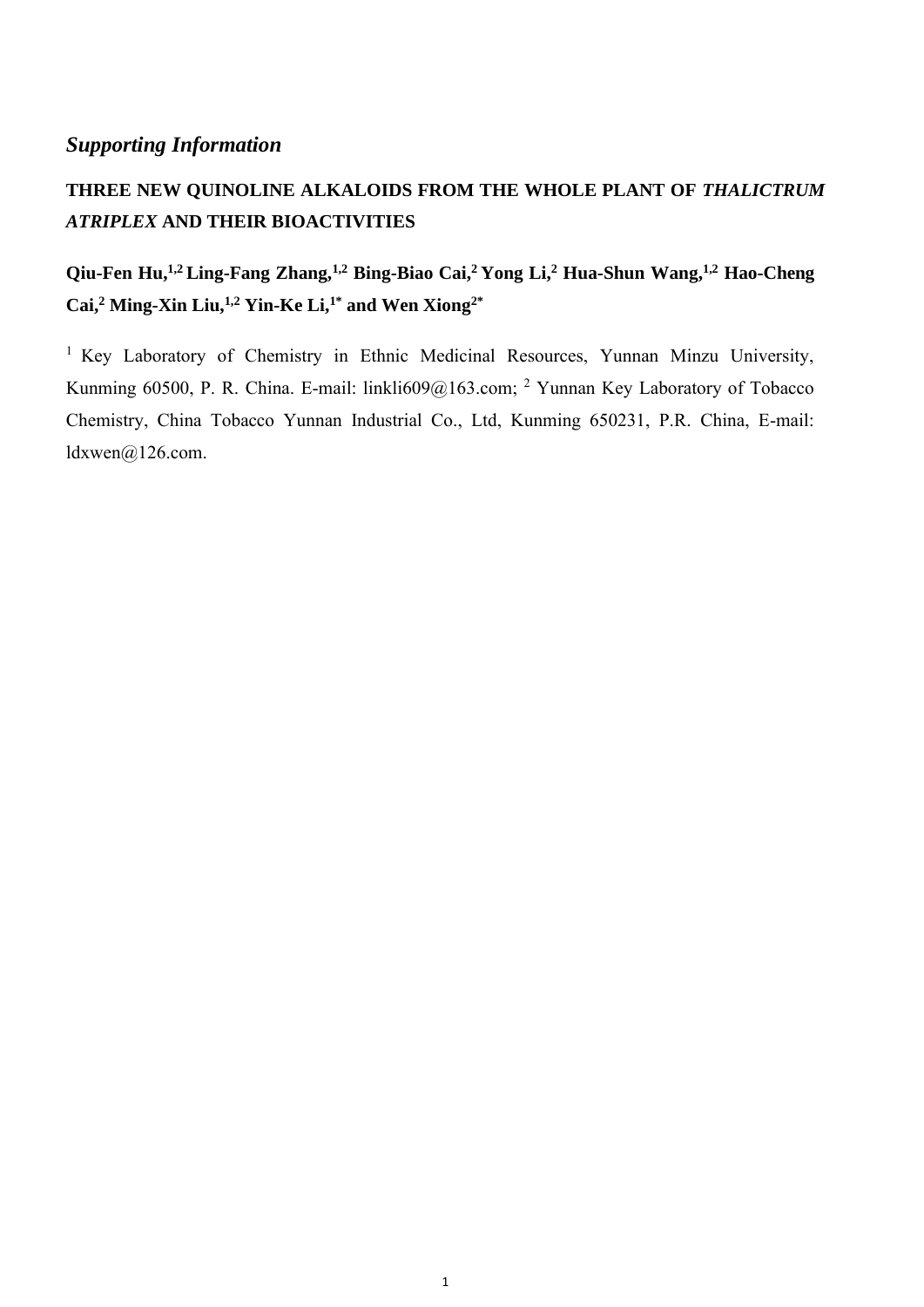## *Supporting Information*

**THREE NEW QUINOLINE ALKALOIDS FROM THE WHOLE PLANT OF *THALICTRUM ATRIPLEX* AND THEIR BIOACTIVITIES**

**Qiu-Fen Hu,[1,2] Ling-Fang Zhang,[1,2] Bing-Biao Cai,[2] Yong Li,[2] Hua-Shun Wang,[1,2] Hao-Cheng Cai,[2] Ming-Xin Liu,[1,2] Yin-Ke Li,[1*] and Wen Xiong[2*]**

[1] Key Laboratory of Chemistry in Ethnic Medicinal Resources, Yunnan Minzu University, Kunming 60500, P. R. China. E-mail: linkli609@163.com; [2] Yunnan Key Laboratory of Tobacco Chemistry, China Tobacco Yunnan Industrial Co., Ltd, Kunming 650231, P.R. China, E-mail: ldxwen@126.com.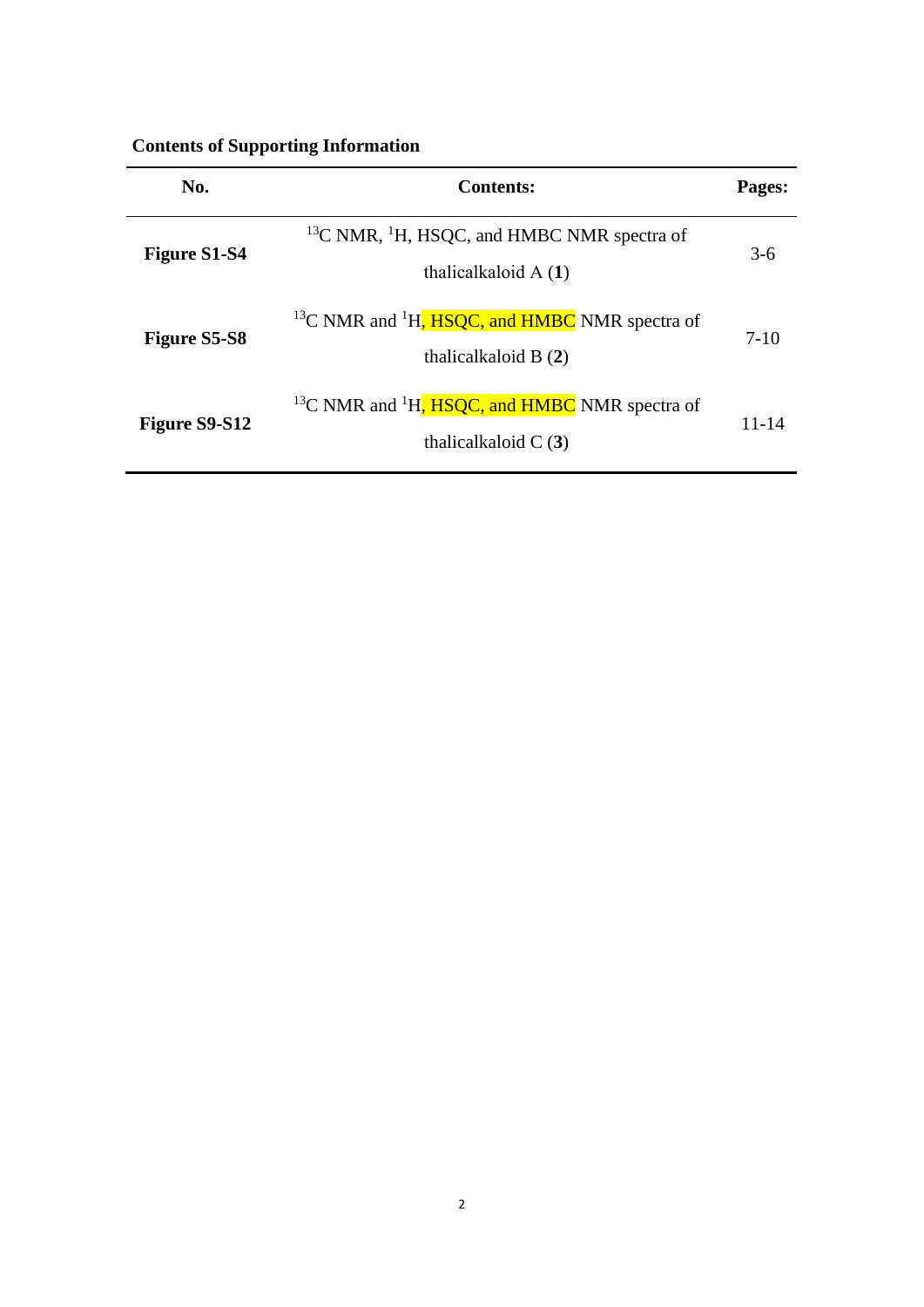**Contents of Supporting Information**

| No. | Contents: | Pages: |
|---|---|---|
| **Figure S1-S4** | $^{13}$C NMR, $^{1}$H, HSQC, and HMBC NMR spectra of thalicalkaloid A (**1**) | 3-6 |
| **Figure S5-S8** | $^{13}$C NMR and $^{1}$H, HSQC, and HMBC NMR spectra of thalicalkaloid B (**2**) | 7-10 |
| **Figure S9-S12** | $^{13}$C NMR and $^{1}$H, HSQC, and HMBC NMR spectra of thalicalkaloid C (**3**) | 11-14 |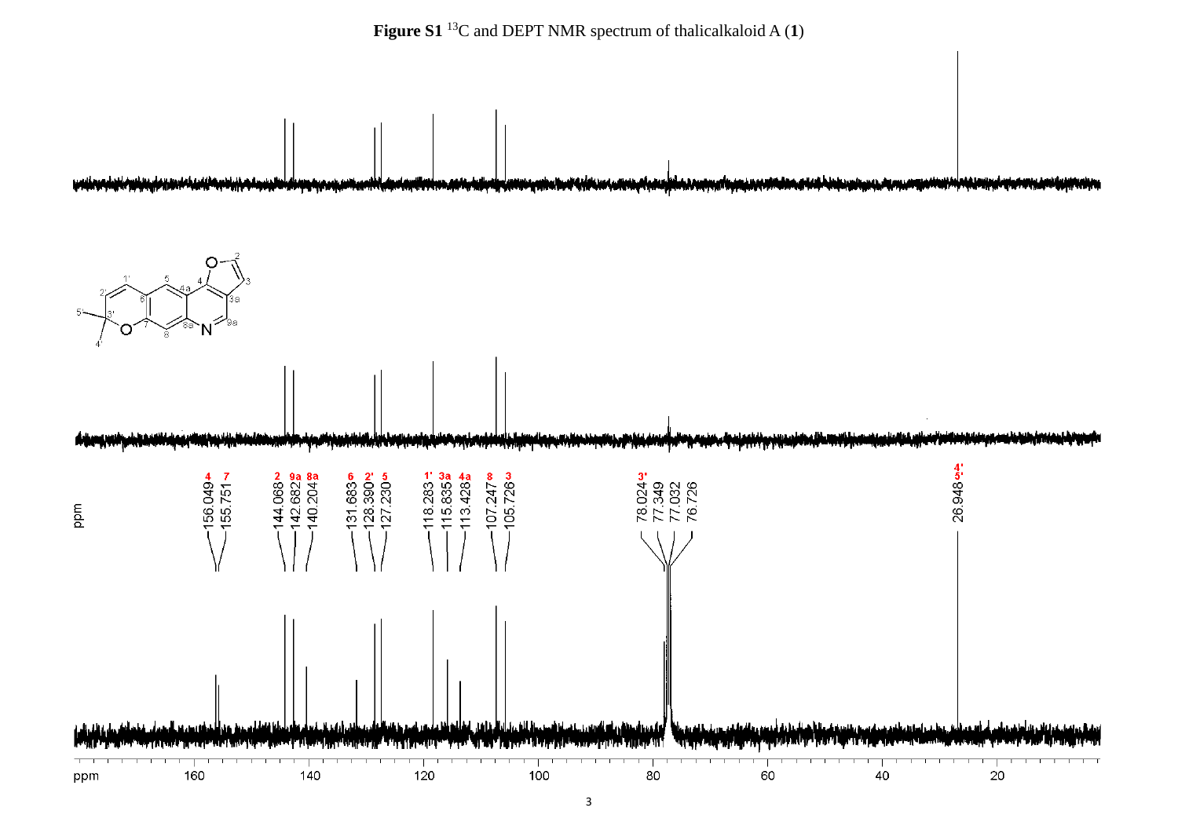**Figure S1** $^{13}$C and DEPT NMR spectrum of thalicalkaloid A (**1**)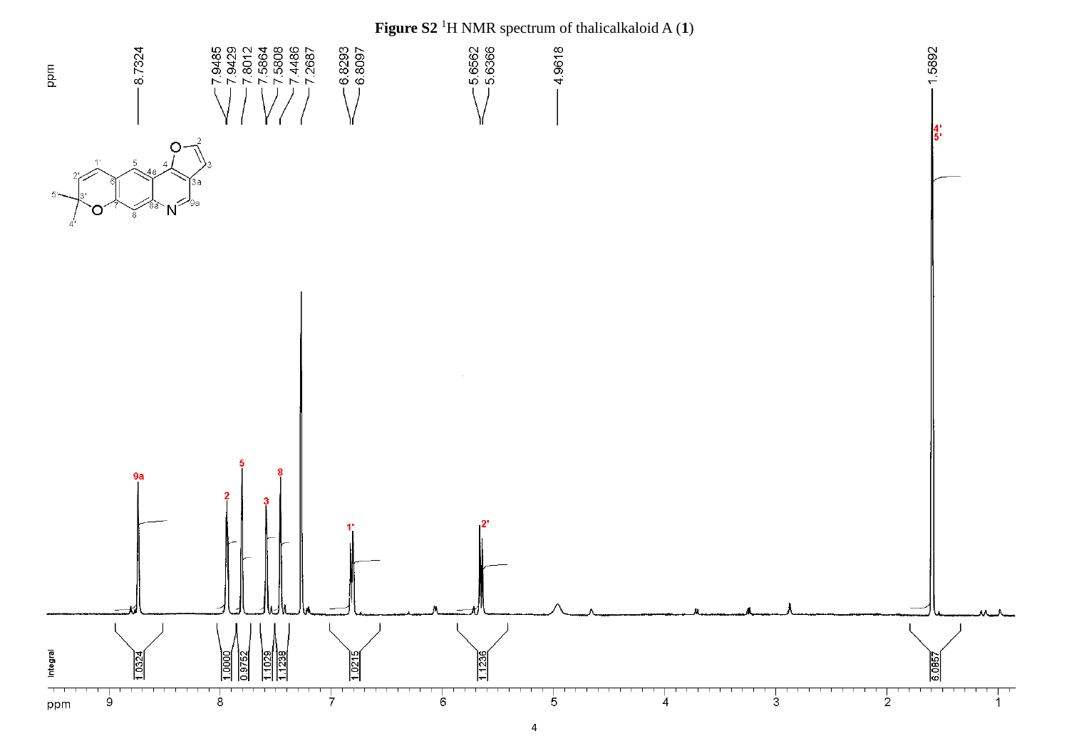**Figure S2** $^{1}$H NMR spectrum of thalicalkaloid A (**1**)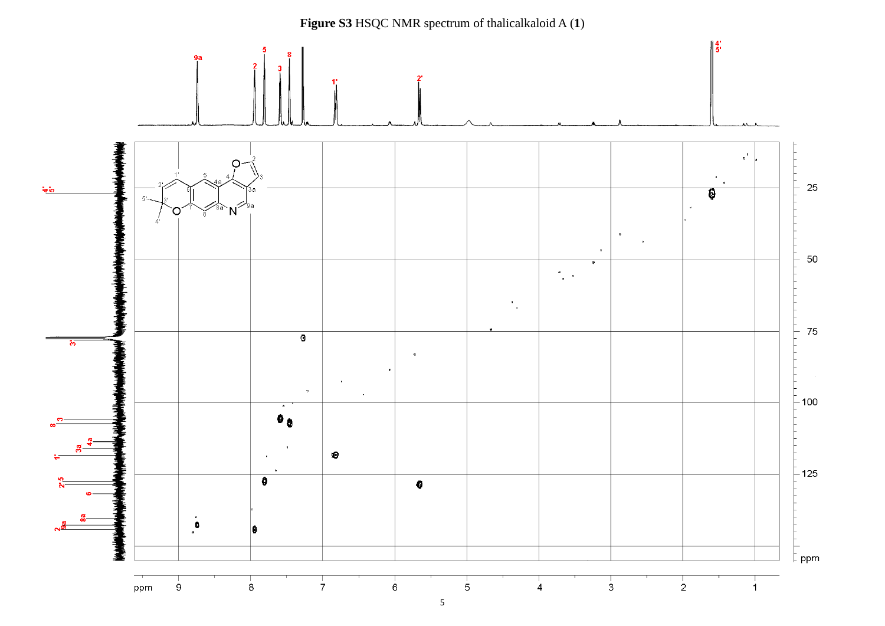**Figure S3** HSQC NMR spectrum of thalicalkaloid A (**1**)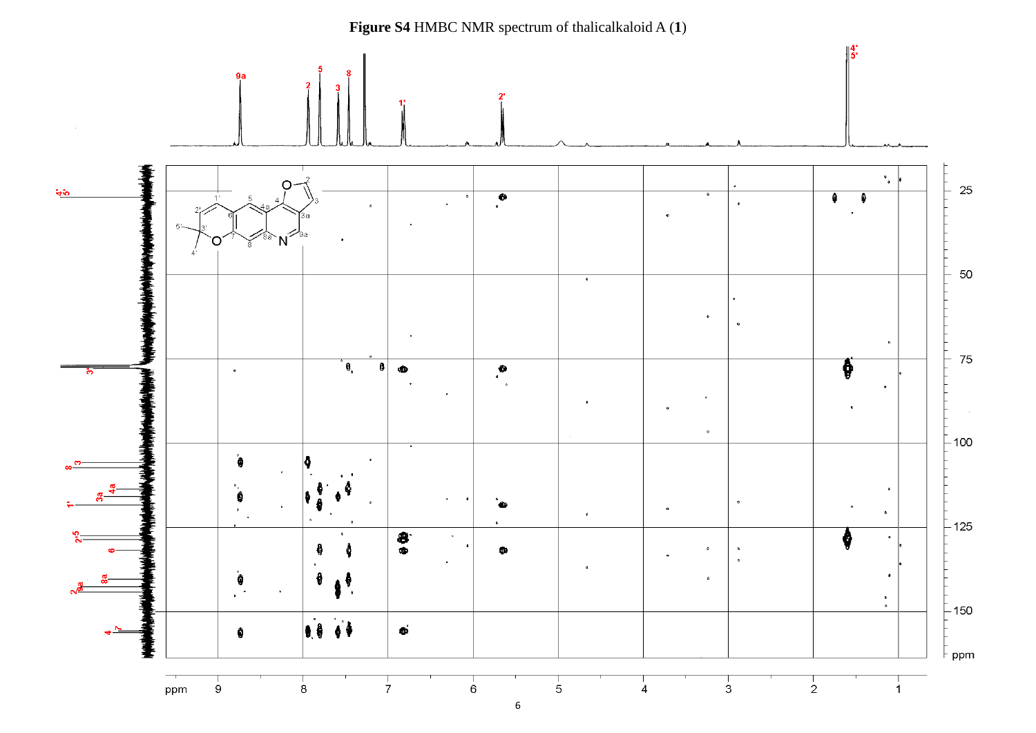**Figure S4** HMBC NMR spectrum of thalicalkaloid A (**1**)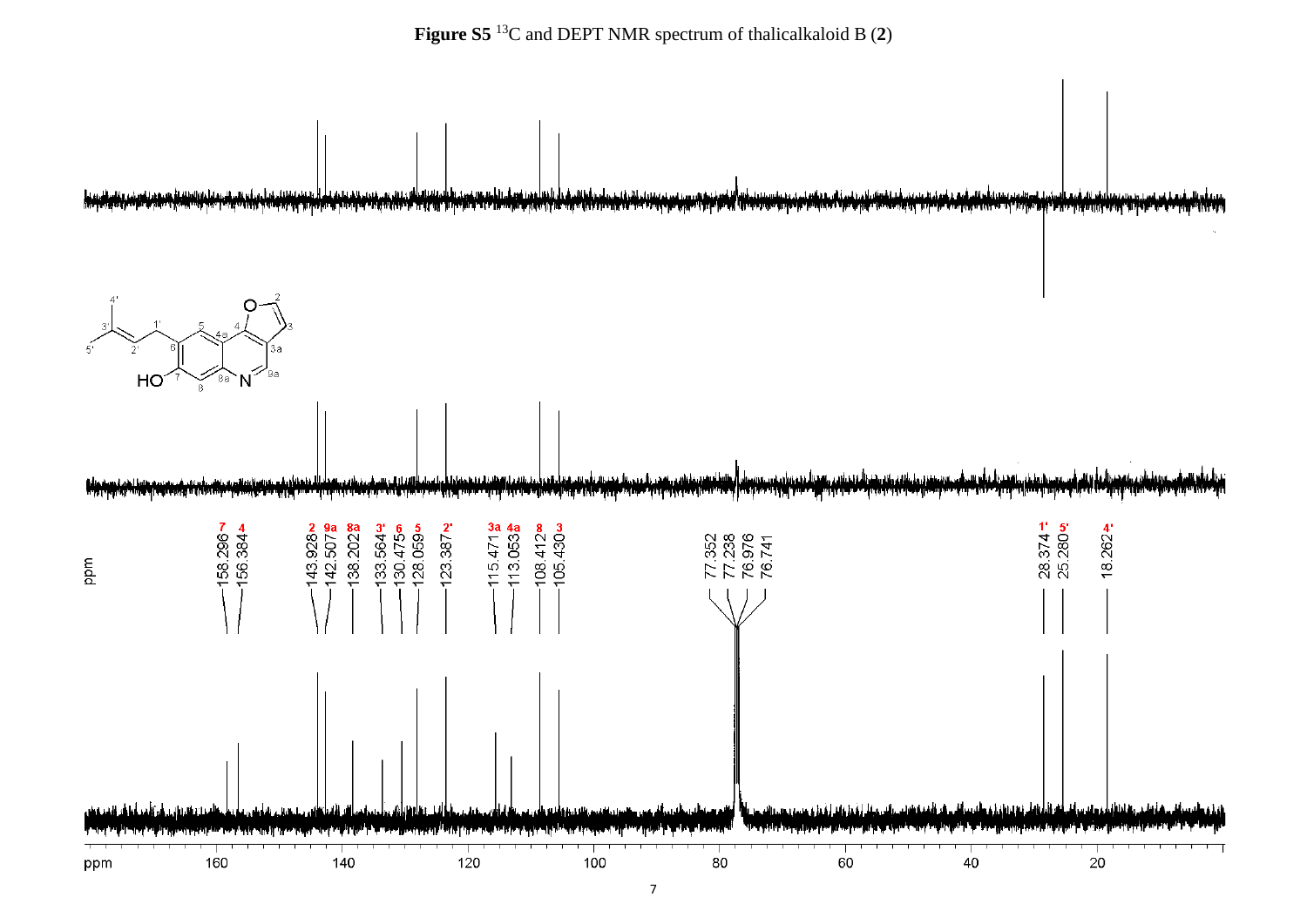**Figure S5** $^{13}C$ and DEPT NMR spectrum of thalicalkaloid B (**2**)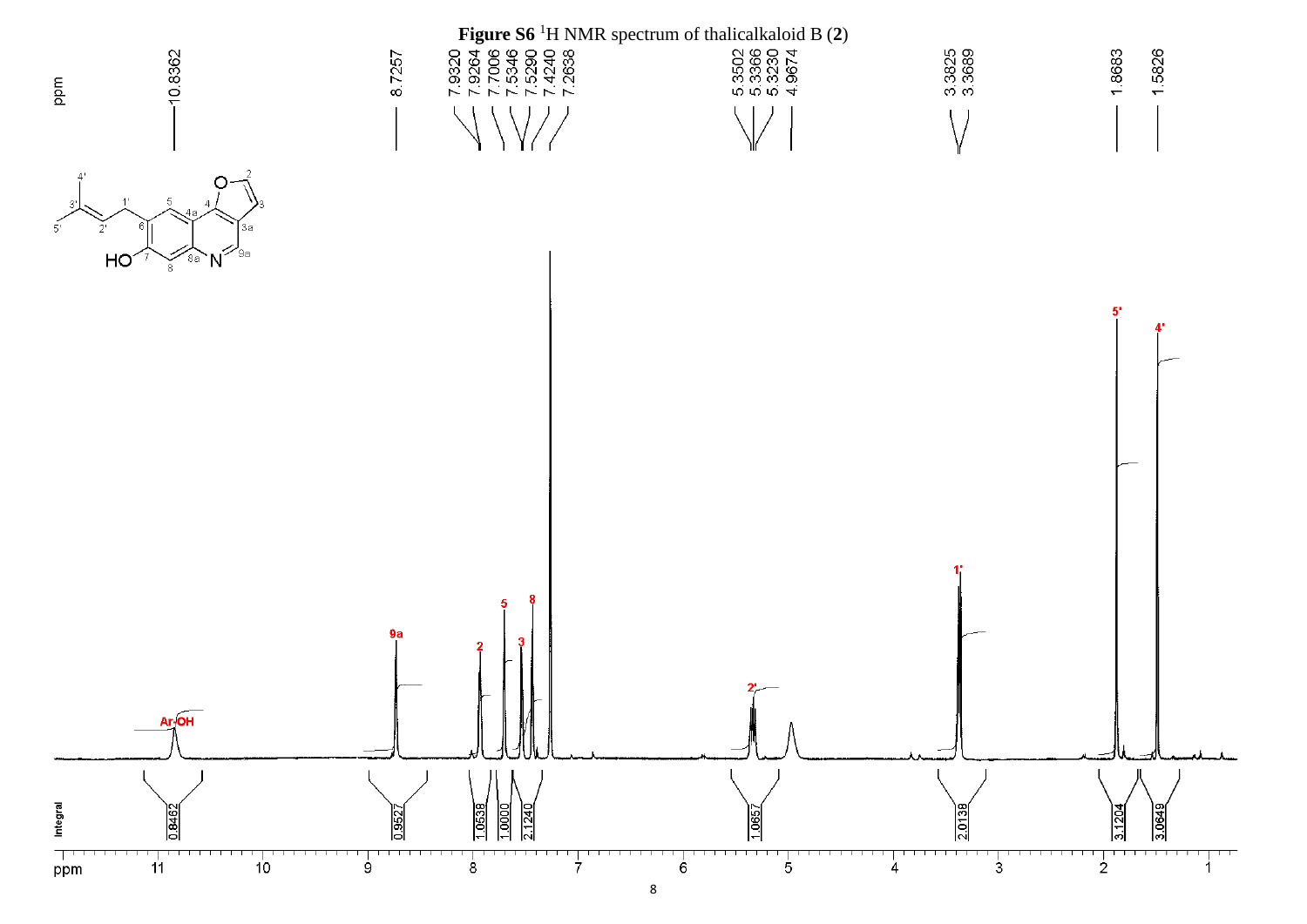**Figure S6** $^{1}$H NMR spectrum of thalicalkaloid B (**2**)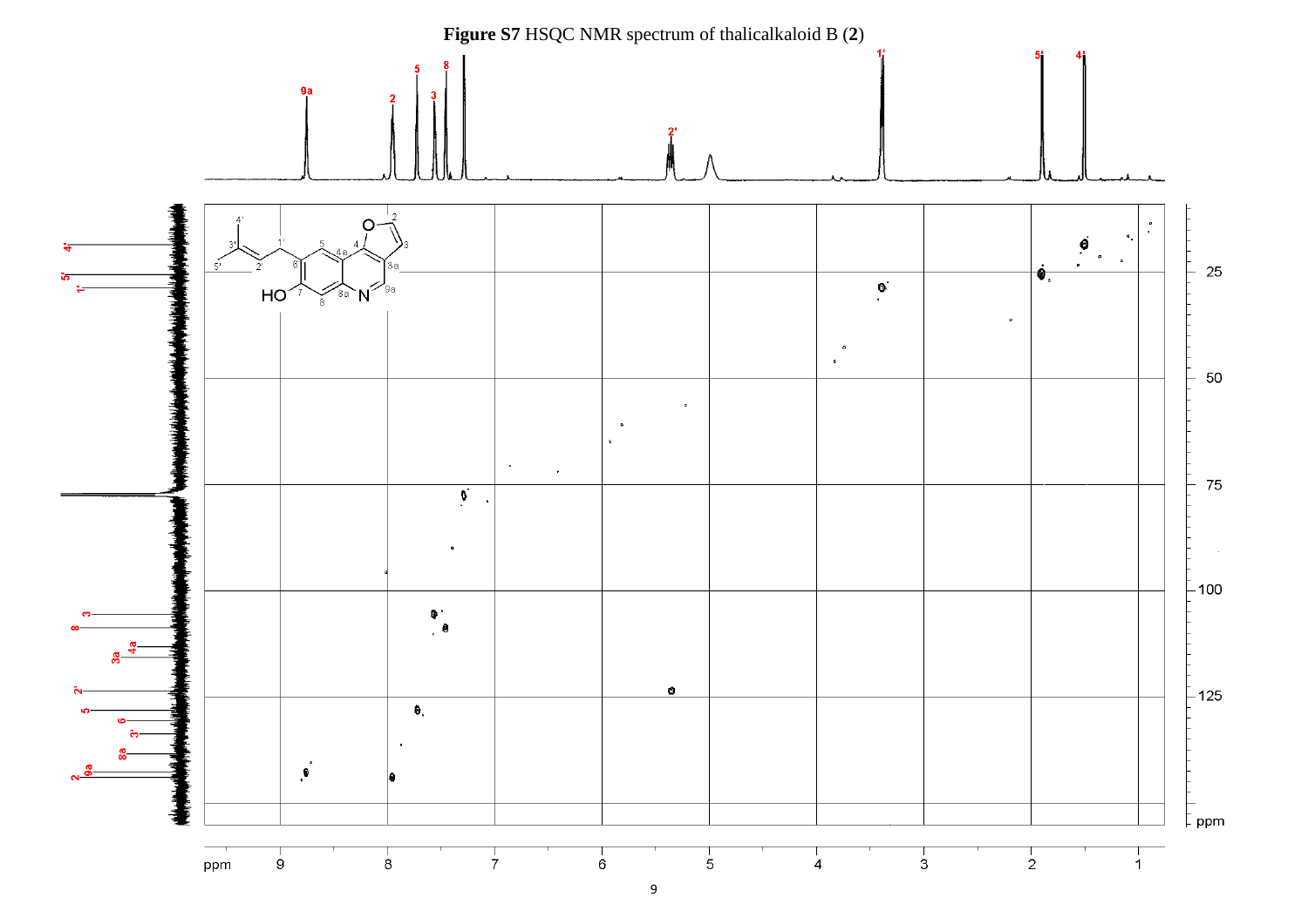**Figure S7** HSQC NMR spectrum of thalicalkaloid B (**2**)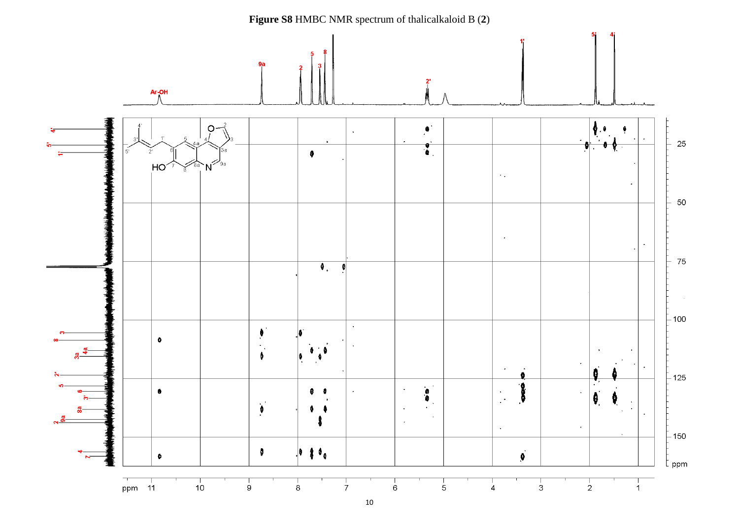**Figure S8** HMBC NMR spectrum of thalicalkaloid B (**2**)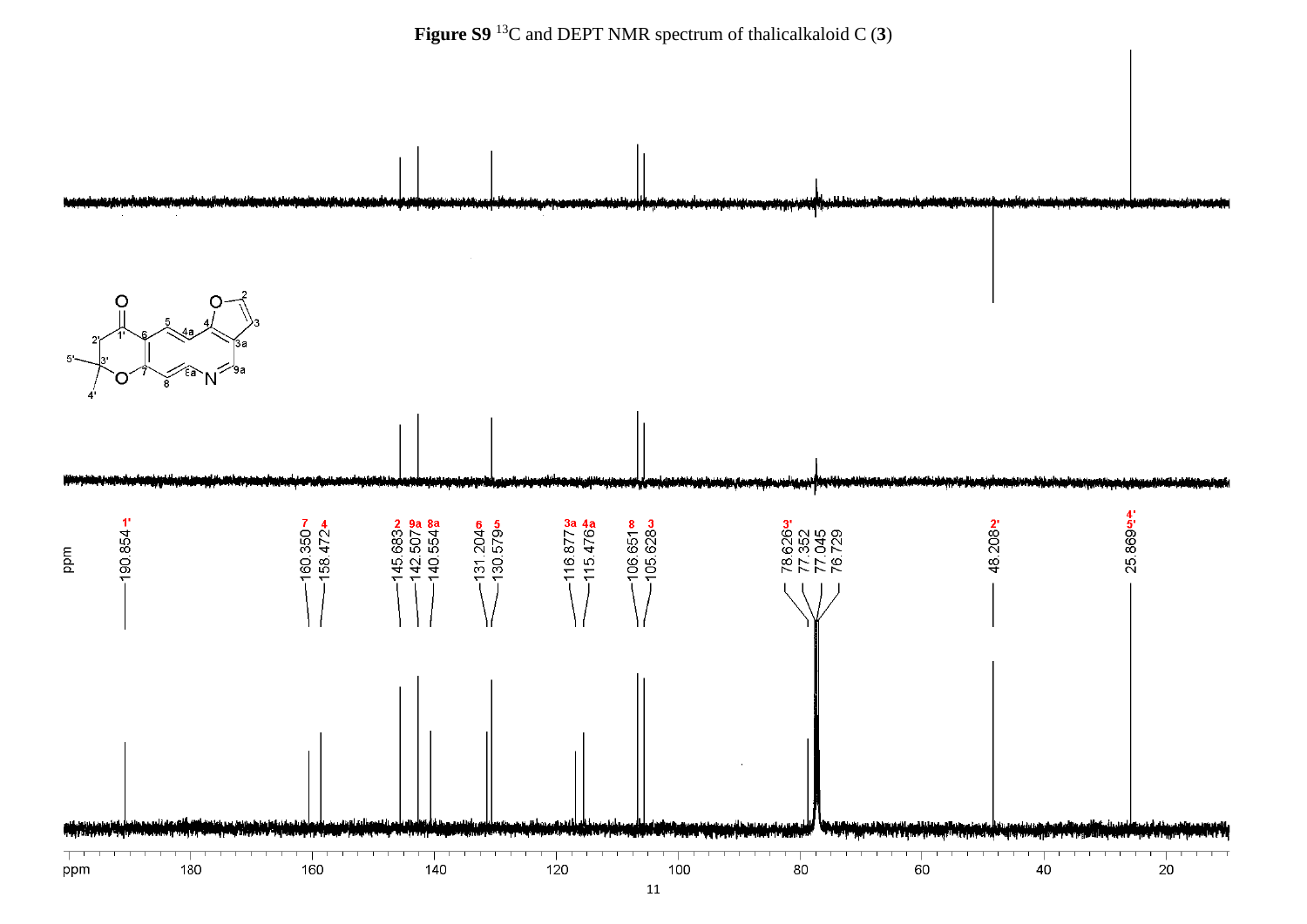**Figure S9** $^{13}$C and DEPT NMR spectrum of thalicalkaloid C (**3**)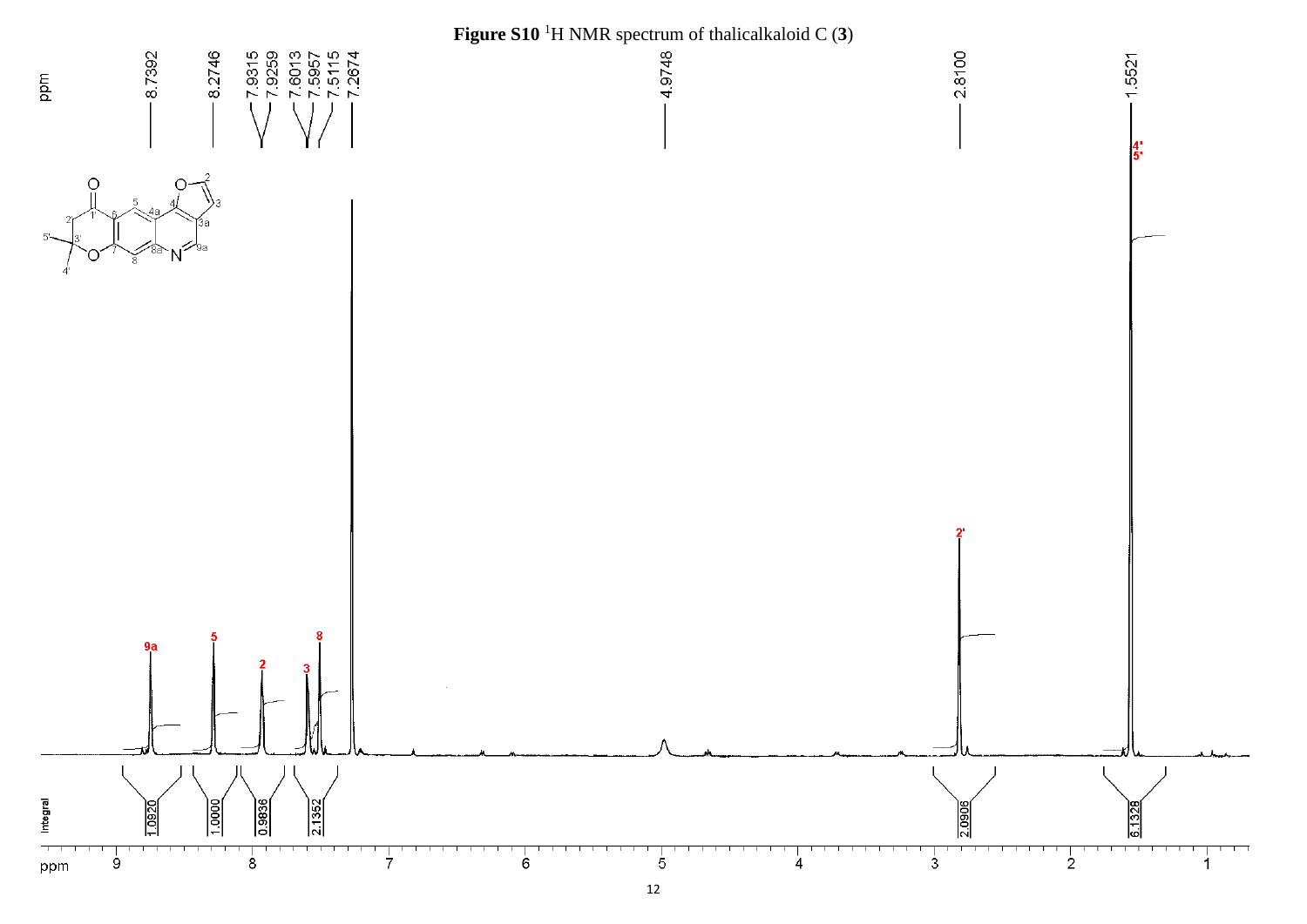**Figure S10** $^{1}$H NMR spectrum of thalicalkaloid C (**3**)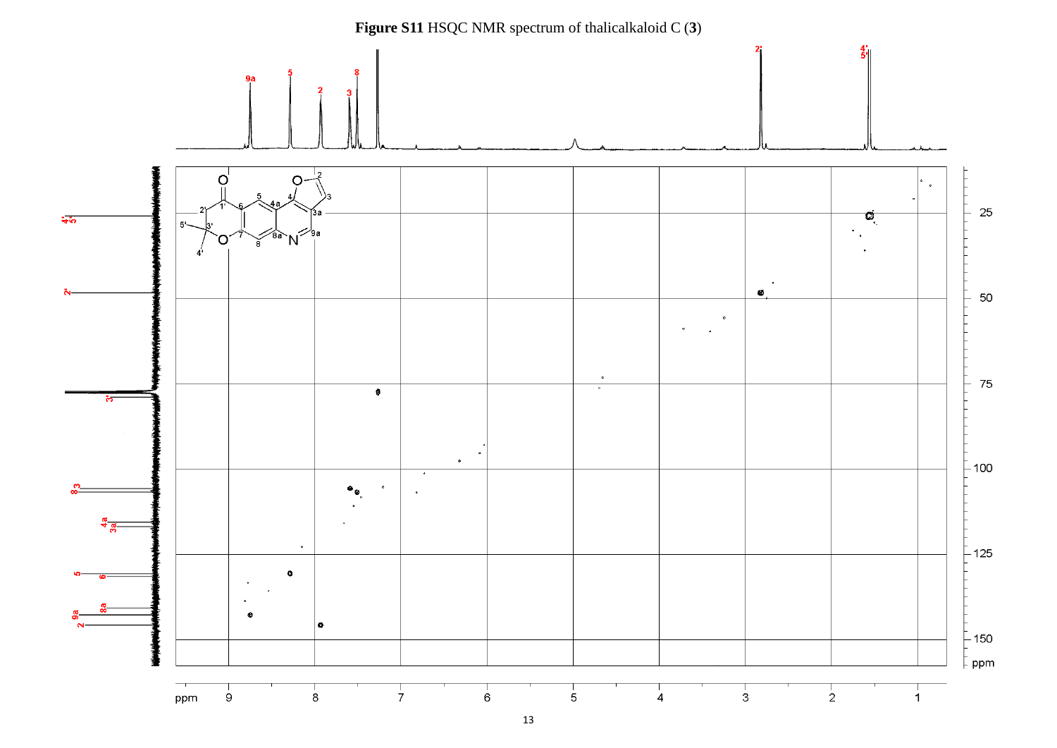**Figure S11** HSQC NMR spectrum of thalicalkaloid C (**3**)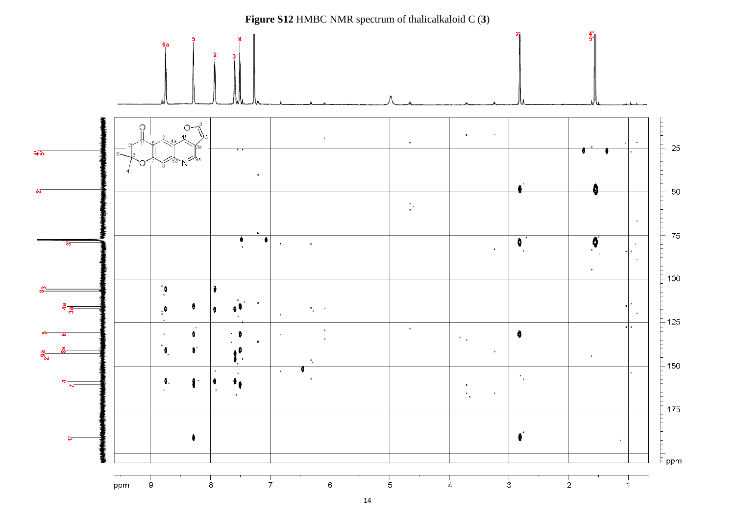**Figure S12** HMBC NMR spectrum of thalicalkaloid C (**3**)

9a
5
2
3
8
2'
4'
5'

4'
5'
2'
3'
8
3
4a
3a
5
6
9a
8a
2
4
7
1'

25
50
75
100
125
150
175
ppm

ppm
9
8
7
6
5
4
3
2
1